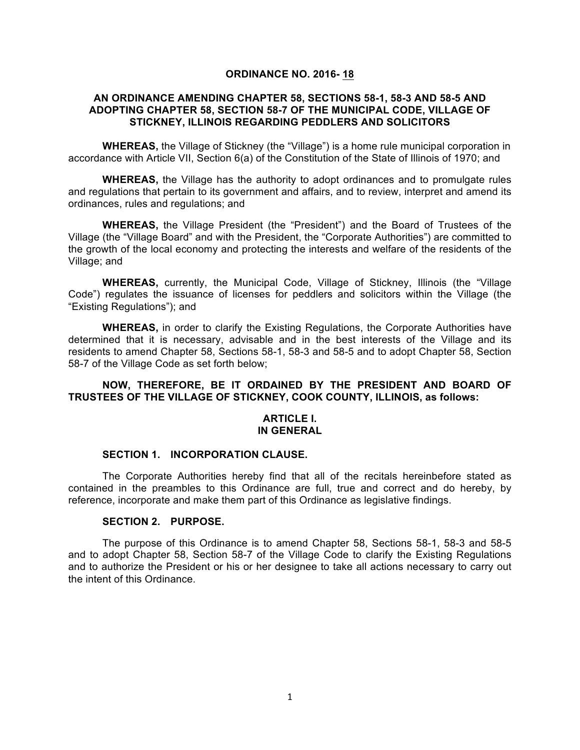# ORDINANCE NO. 2016- 18

## AN ORDINANCE AMENDING CHAPTER 58, SECTIONS 58-1, 58-3 AND 58-5 AND ADOPTING CHAPTER 58, SECTION 58-7 OF THE MUNICIPAL CODE, VILLAGE OF STICKNEY, ILLINOIS REGARDING PEDDLERS AND SOLICITORS

**WHEREAS,** the Village of Stickney (the "Village") is a home rule municipal corporation in accordance with Article VII, Section 6(a) of the Constitution of the State of Illinois of 1970; and

**WHEREAS,** the Village has the authority to adopt ordinances and to promulgate rules and regulations that pertain to its government and affairs, and to review, interpret and amend its ordinances, rules and regulations; and

**WHEREAS,** the Village President (the "President") and the Board of Trustees of the Village (the "Village Board" and with the President, the "Corporate Authorities") are committed to the growth of the local economy and protecting the interests and welfare of the residents of the Village; and

**WHEREAS,** currently, the Municipal Code, Village of Stickney, Illinois (the "Village Code") regulates the issuance of licenses for peddlers and solicitors within the Village (the "Existing Regulations"); and

**WHEREAS,** in order to clarify the Existing Regulations, the Corporate Authorities have determined that it is necessary, advisable and in the best interests of the Village and its residents to amend Chapter 58, Sections 58-1, 58-3 and 58-5 and to adopt Chapter 58, Section 58-7 of the Village Code as set forth below;

**NOW, THEREFORE, BE IT ORDAINED BY THE PRESIDENT AND BOARD OF TRUSTEES OF THE VILLAGE OF STICKNEY, COOK COUNTY, ILLINOIS, as follows:**

## ARTICLE I. IN GENERAL

### SECTION 1. INCORPORATION CLAUSE.

The Corporate Authorities hereby find that all of the recitals hereinbefore stated as contained in the preambles to this Ordinance are full, true and correct and do hereby, by reference, incorporate and make them part of this Ordinance as legislative findings.

### SECTION 2. PURPOSE.

The purpose of this Ordinance is to amend Chapter 58, Sections 58-1, 58-3 and 58-5 and to adopt Chapter 58, Section 58-7 of the Village Code to clarify the Existing Regulations and to authorize the President or his or her designee to take all actions necessary to carry out the intent of this Ordinance.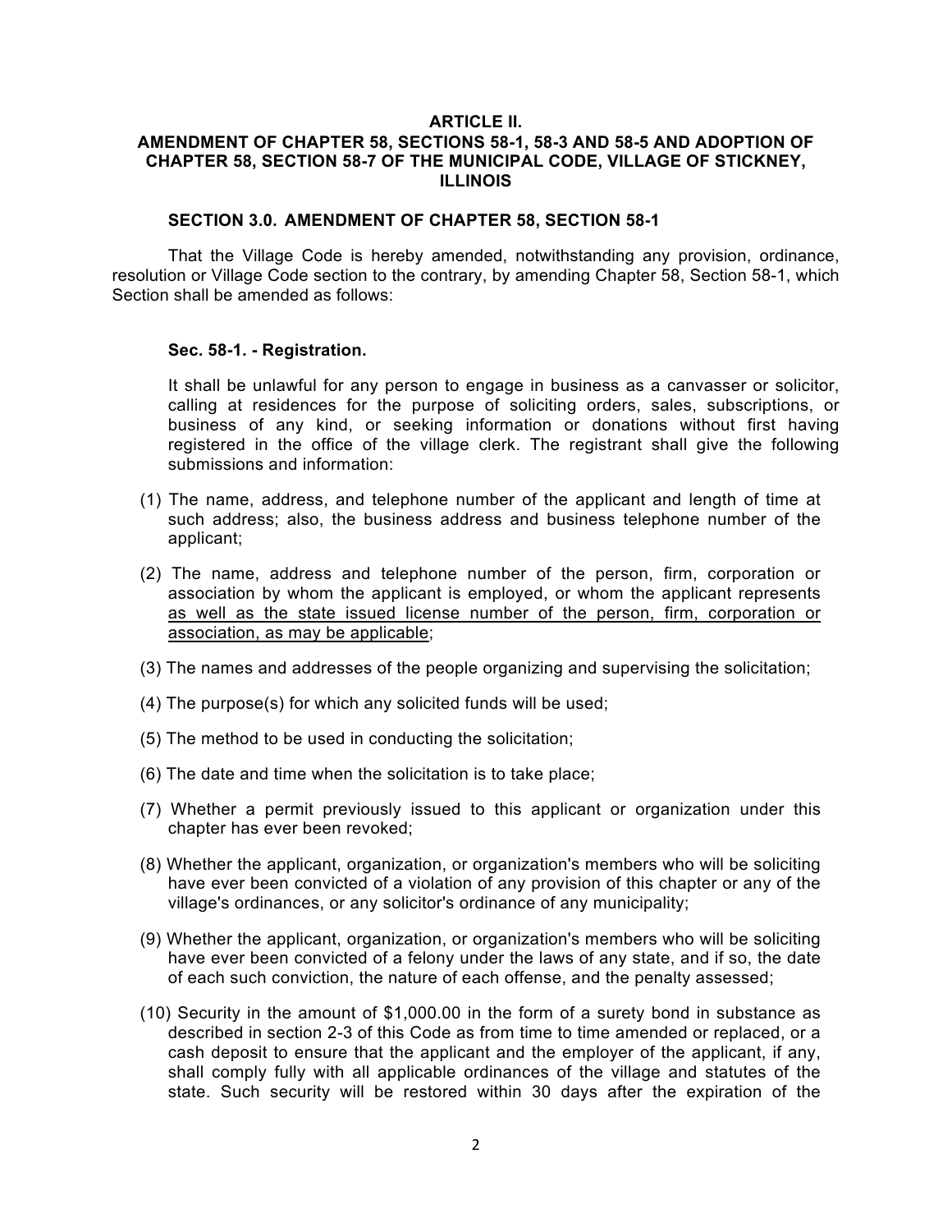## ARTICLE II.
## AMENDMENT OF CHAPTER 58, SECTIONS 58-1, 58-3 AND 58-5 AND ADOPTION OF CHAPTER 58, SECTION 58-7 OF THE MUNICIPAL CODE, VILLAGE OF STICKNEY, ILLINOIS

### SECTION 3.0. AMENDMENT OF CHAPTER 58, SECTION 58-1

That the Village Code is hereby amended, notwithstanding any provision, ordinance, resolution or Village Code section to the contrary, by amending Chapter 58, Section 58-1, which Section shall be amended as follows:

**Sec. 58-1. - Registration.**

It shall be unlawful for any person to engage in business as a canvasser or solicitor, calling at residences for the purpose of soliciting orders, sales, subscriptions, or business of any kind, or seeking information or donations without first having registered in the office of the village clerk. The registrant shall give the following submissions and information:

(1) The name, address, and telephone number of the applicant and length of time at such address; also, the business address and business telephone number of the applicant;

(2) The name, address and telephone number of the person, firm, corporation or association by whom the applicant is employed, or whom the applicant represents <u>as well as the state issued license number of the person, firm, corporation or association, as may be applicable</u>;

(3) The names and addresses of the people organizing and supervising the solicitation;

(4) The purpose(s) for which any solicited funds will be used;

(5) The method to be used in conducting the solicitation;

(6) The date and time when the solicitation is to take place;

(7) Whether a permit previously issued to this applicant or organization under this chapter has ever been revoked;

(8) Whether the applicant, organization, or organization's members who will be soliciting have ever been convicted of a violation of any provision of this chapter or any of the village's ordinances, or any solicitor's ordinance of any municipality;

(9) Whether the applicant, organization, or organization's members who will be soliciting have ever been convicted of a felony under the laws of any state, and if so, the date of each such conviction, the nature of each offense, and the penalty assessed;

(10) Security in the amount of $1,000.00 in the form of a surety bond in substance as described in section 2-3 of this Code as from time to time amended or replaced, or a cash deposit to ensure that the applicant and the employer of the applicant, if any, shall comply fully with all applicable ordinances of the village and statutes of the state. Such security will be restored within 30 days after the expiration of the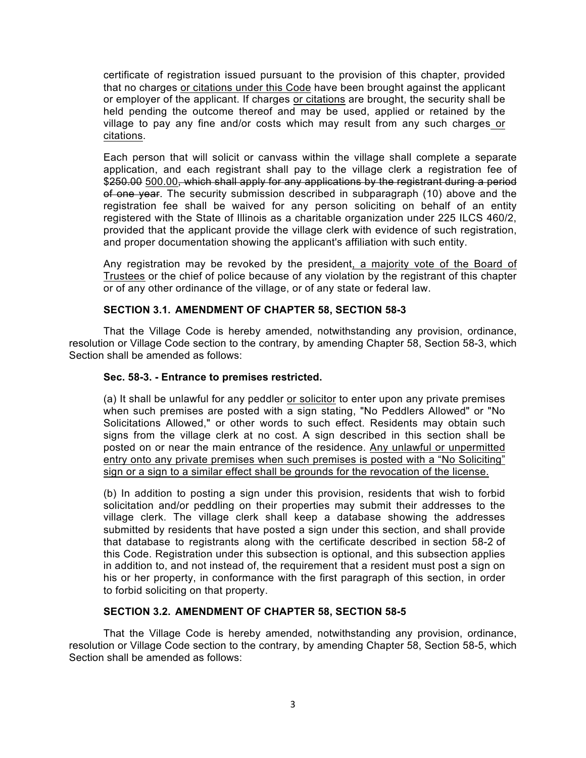certificate of registration issued pursuant to the provision of this chapter, provided that no charges <u>or citations under this Code</u> have been brought against the applicant or employer of the applicant. If charges <u>or citations</u> are brought, the security shall be held pending the outcome thereof and may be used, applied or retained by the village to pay any fine and/or costs which may result from any such charges <u>or citations</u>.

Each person that will solicit or canvass within the village shall complete a separate application, and each registrant shall pay to the village clerk a registration fee of $~~250.00~~ <u>500.00</u>~~, which shall apply for any applications by the registrant during a period of one year~~. The security submission described in subparagraph (10) above and the registration fee shall be waived for any person soliciting on behalf of an entity registered with the State of Illinois as a charitable organization under 225 ILCS 460/2, provided that the applicant provide the village clerk with evidence of such registration, and proper documentation showing the applicant's affiliation with such entity.

Any registration may be revoked by the president<u>, a majority vote of the Board of Trustees</u> or the chief of police because of any violation by the registrant of this chapter or of any other ordinance of the village, or of any state or federal law.

**SECTION 3.1. AMENDMENT OF CHAPTER 58, SECTION 58-3**

That the Village Code is hereby amended, notwithstanding any provision, ordinance, resolution or Village Code section to the contrary, by amending Chapter 58, Section 58-3, which Section shall be amended as follows:

**Sec. 58-3. - Entrance to premises restricted.**

(a) It shall be unlawful for any peddler <u>or solicitor</u> to enter upon any private premises when such premises are posted with a sign stating, "No Peddlers Allowed" or "No Solicitations Allowed," or other words to such effect. Residents may obtain such signs from the village clerk at no cost. A sign described in this section shall be posted on or near the main entrance of the residence. <u>Any unlawful or unpermitted entry onto any private premises when such premises is posted with a "No Soliciting" sign or a sign to a similar effect shall be grounds for the revocation of the license.</u>

(b) In addition to posting a sign under this provision, residents that wish to forbid solicitation and/or peddling on their properties may submit their addresses to the village clerk. The village clerk shall keep a database showing the addresses submitted by residents that have posted a sign under this section, and shall provide that database to registrants along with the certificate described in section 58-2 of this Code. Registration under this subsection is optional, and this subsection applies in addition to, and not instead of, the requirement that a resident must post a sign on his or her property, in conformance with the first paragraph of this section, in order to forbid soliciting on that property.

**SECTION 3.2. AMENDMENT OF CHAPTER 58, SECTION 58-5**

That the Village Code is hereby amended, notwithstanding any provision, ordinance, resolution or Village Code section to the contrary, by amending Chapter 58, Section 58-5, which Section shall be amended as follows: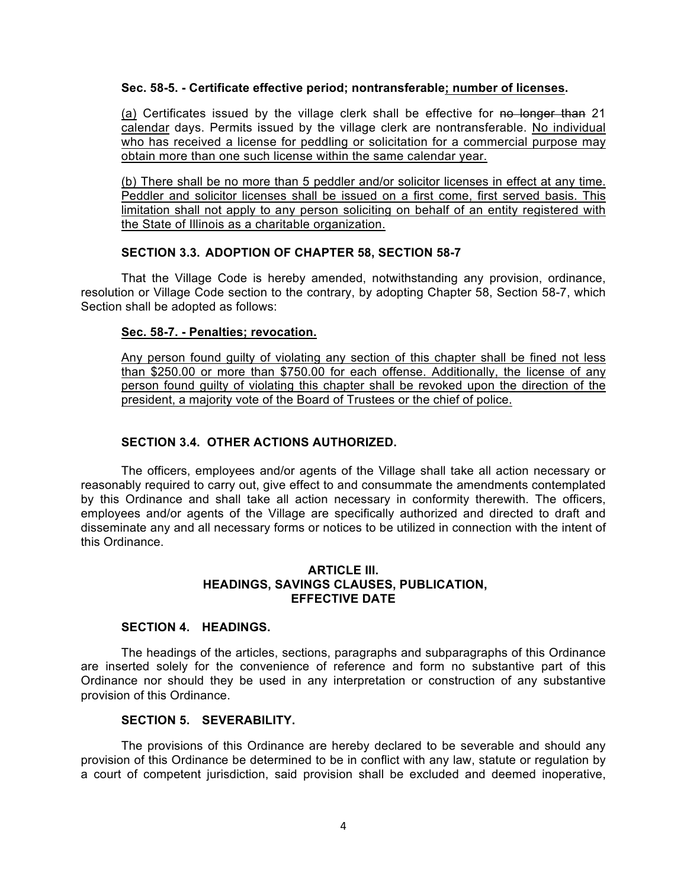**Sec. 58-5. - Certificate effective period; nontransferable; number of licenses.**

(a) Certificates issued by the village clerk shall be effective for ~~no longer than~~ 21 calendar days. Permits issued by the village clerk are nontransferable. No individual who has received a license for peddling or solicitation for a commercial purpose may obtain more than one such license within the same calendar year.

(b) There shall be no more than 5 peddler and/or solicitor licenses in effect at any time. Peddler and solicitor licenses shall be issued on a first come, first served basis. This limitation shall not apply to any person soliciting on behalf of an entity registered with the State of Illinois as a charitable organization.

**SECTION 3.3. ADOPTION OF CHAPTER 58, SECTION 58-7**

That the Village Code is hereby amended, notwithstanding any provision, ordinance, resolution or Village Code section to the contrary, by adopting Chapter 58, Section 58-7, which Section shall be adopted as follows:

**Sec. 58-7. - Penalties; revocation.**

Any person found guilty of violating any section of this chapter shall be fined not less than $250.00 or more than $750.00 for each offense. Additionally, the license of any person found guilty of violating this chapter shall be revoked upon the direction of the president, a majority vote of the Board of Trustees or the chief of police.

**SECTION 3.4. OTHER ACTIONS AUTHORIZED.**

The officers, employees and/or agents of the Village shall take all action necessary or reasonably required to carry out, give effect to and consummate the amendments contemplated by this Ordinance and shall take all action necessary in conformity therewith. The officers, employees and/or agents of the Village are specifically authorized and directed to draft and disseminate any and all necessary forms or notices to be utilized in connection with the intent of this Ordinance.

## ARTICLE III.
## HEADINGS, SAVINGS CLAUSES, PUBLICATION, EFFECTIVE DATE

**SECTION 4. HEADINGS.**

The headings of the articles, sections, paragraphs and subparagraphs of this Ordinance are inserted solely for the convenience of reference and form no substantive part of this Ordinance nor should they be used in any interpretation or construction of any substantive provision of this Ordinance.

**SECTION 5. SEVERABILITY.**

The provisions of this Ordinance are hereby declared to be severable and should any provision of this Ordinance be determined to be in conflict with any law, statute or regulation by a court of competent jurisdiction, said provision shall be excluded and deemed inoperative,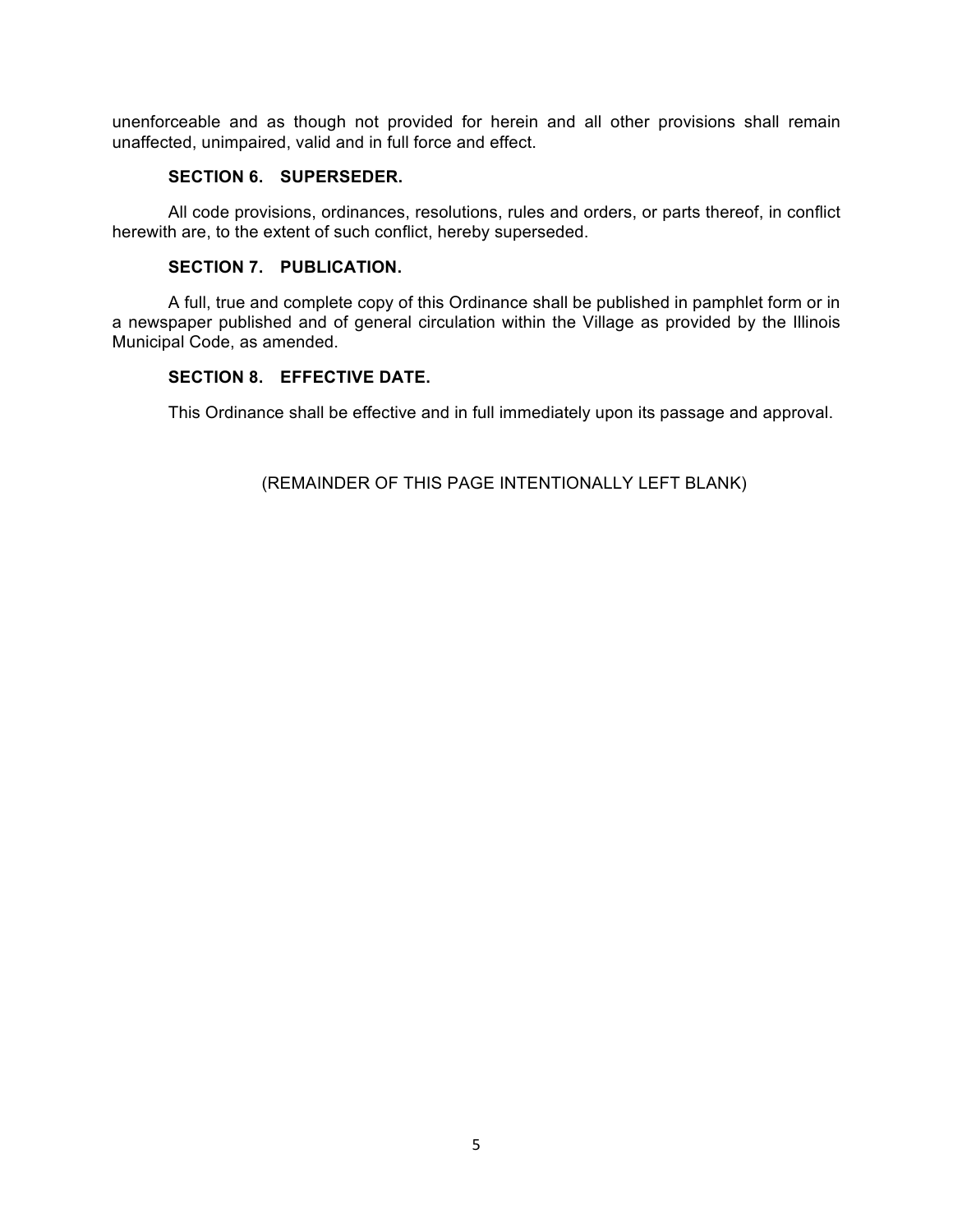unenforceable and as though not provided for herein and all other provisions shall remain unaffected, unimpaired, valid and in full force and effect.

**SECTION 6. SUPERSEDER.**

All code provisions, ordinances, resolutions, rules and orders, or parts thereof, in conflict herewith are, to the extent of such conflict, hereby superseded.

**SECTION 7. PUBLICATION.**

A full, true and complete copy of this Ordinance shall be published in pamphlet form or in a newspaper published and of general circulation within the Village as provided by the Illinois Municipal Code, as amended.

**SECTION 8. EFFECTIVE DATE.**

This Ordinance shall be effective and in full immediately upon its passage and approval.

(REMAINDER OF THIS PAGE INTENTIONALLY LEFT BLANK)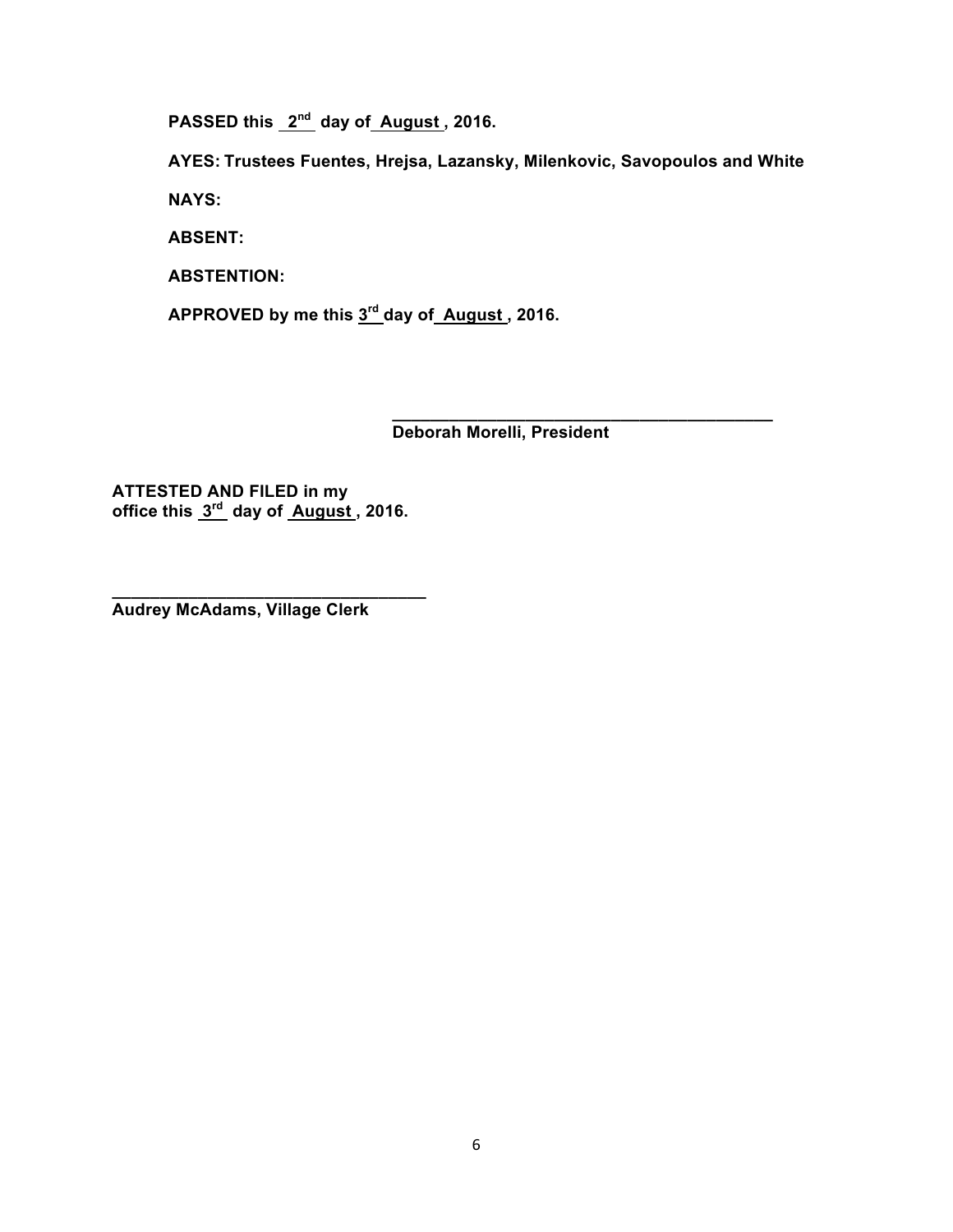**PASSED this 2nd day of August, 2016.**

**AYES: Trustees Fuentes, Hrejsa, Lazansky, Milenkovic, Savopoulos and White**

**NAYS:**

**ABSENT:**

**ABSTENTION:**

**APPROVED by me this 3rd day of August, 2016.**

\_\_\_\_\_\_\_\_\_\_\_\_\_\_\_\_\_\_\_\_\_\_\_\_\_\_\_\_\_\_\_\_\_\_\_\_\_\_\_\_\_\_
**Deborah Morelli, President**

**ATTESTED AND FILED in my office this 3rd day of August, 2016.**

\_\_\_\_\_\_\_\_\_\_\_\_\_\_\_\_\_\_\_\_\_\_\_\_\_\_\_\_\_\_\_\_\_\_
**Audrey McAdams, Village Clerk**